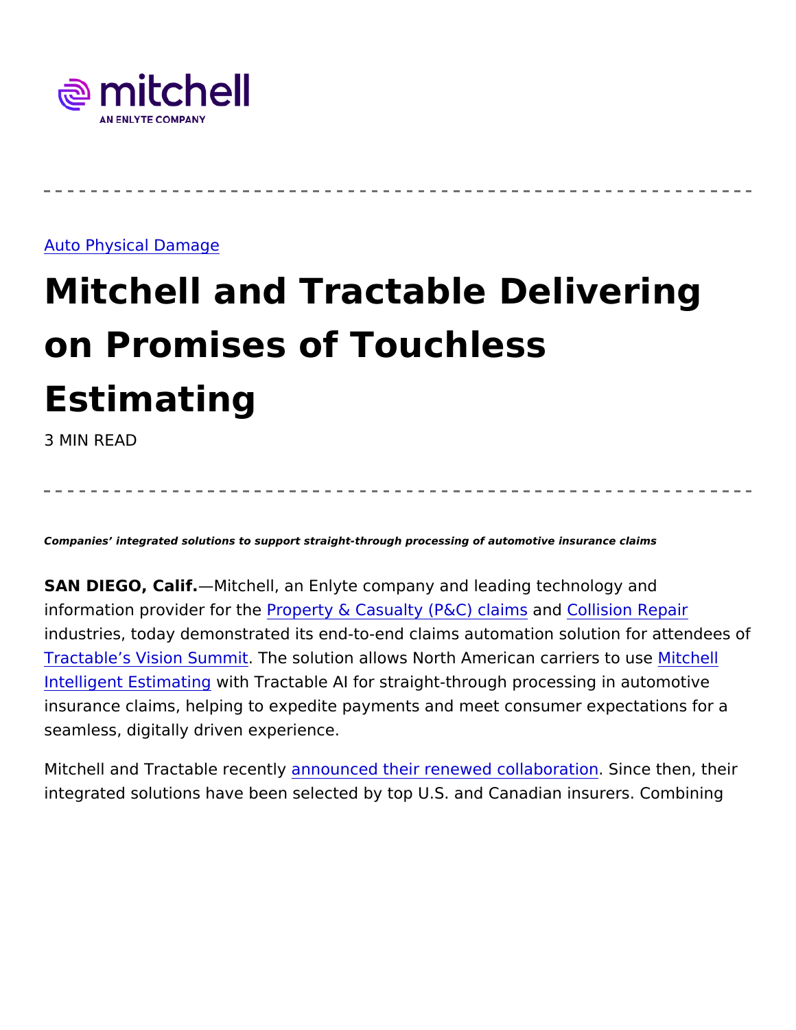mitchell

AN ENLYTE COMPANY

Auto Physical Damage

# Mitchell and Tractable Delivering on Promises of Touchless Estimating

3 MIN READ

***Companies' integrated solutions to support straight-through processing of automotive insurance claims***

**SAN DIEGO, Calif.**—Mitchell, an Enlyte company and leading technology and information provider for the Property & Casualty (P&C) claims and Collision Repair industries, today demonstrated its end-to-end claims automation solution for attendees of Tractable's Vision Summit. The solution allows North American carriers to use Mitchell Intelligent Estimating with Tractable AI for straight-through processing in automotive insurance claims, helping to expedite payments and meet consumer expectations for a seamless, digitally driven experience.

Mitchell and Tractable recently announced their renewed collaboration. Since then, their integrated solutions have been selected by top U.S. and Canadian insurers. Combining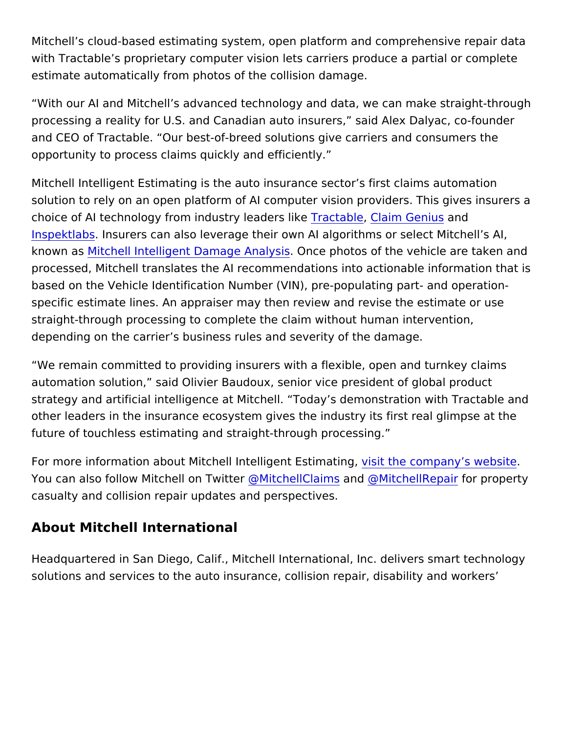Mitchell's cloud-based estimating system, open platform and comprehensive repair data with Tractable's proprietary computer vision lets carriers produce a partial or complete estimate automatically from photos of the collision damage.

"With our AI and Mitchell's advanced technology and data, we can make straight-through processing a reality for U.S. and Canadian auto insurers," said Alex Dalyac, co-founder and CEO of Tractable. "Our best-of-breed solutions give carriers and consumers the opportunity to process claims quickly and efficiently."

Mitchell Intelligent Estimating is the auto insurance sector's first claims automation solution to rely on an open platform of AI computer vision providers. This gives insurers a choice of AI technology from industry leaders like Tractable, Claim Genius and Inspektlabs. Insurers can also leverage their own AI algorithms or select Mitchell's AI, known as Mitchell Intelligent Damage Analysis. Once photos of the vehicle are taken and processed, Mitchell translates the AI recommendations into actionable information that is based on the Vehicle Identification Number (VIN), pre-populating part- and operation-specific estimate lines. An appraiser may then review and revise the estimate or use straight-through processing to complete the claim without human intervention, depending on the carrier's business rules and severity of the damage.

"We remain committed to providing insurers with a flexible, open and turnkey claims automation solution," said Olivier Baudoux, senior vice president of global product strategy and artificial intelligence at Mitchell. "Today's demonstration with Tractable and other leaders in the insurance ecosystem gives the industry its first real glimpse at the future of touchless estimating and straight-through processing."

For more information about Mitchell Intelligent Estimating, visit the company's website. You can also follow Mitchell on Twitter @MitchellClaims and @MitchellRepair for property casualty and collision repair updates and perspectives.

## About Mitchell International

Headquartered in San Diego, Calif., Mitchell International, Inc. delivers smart technology solutions and services to the auto insurance, collision repair, disability and workers'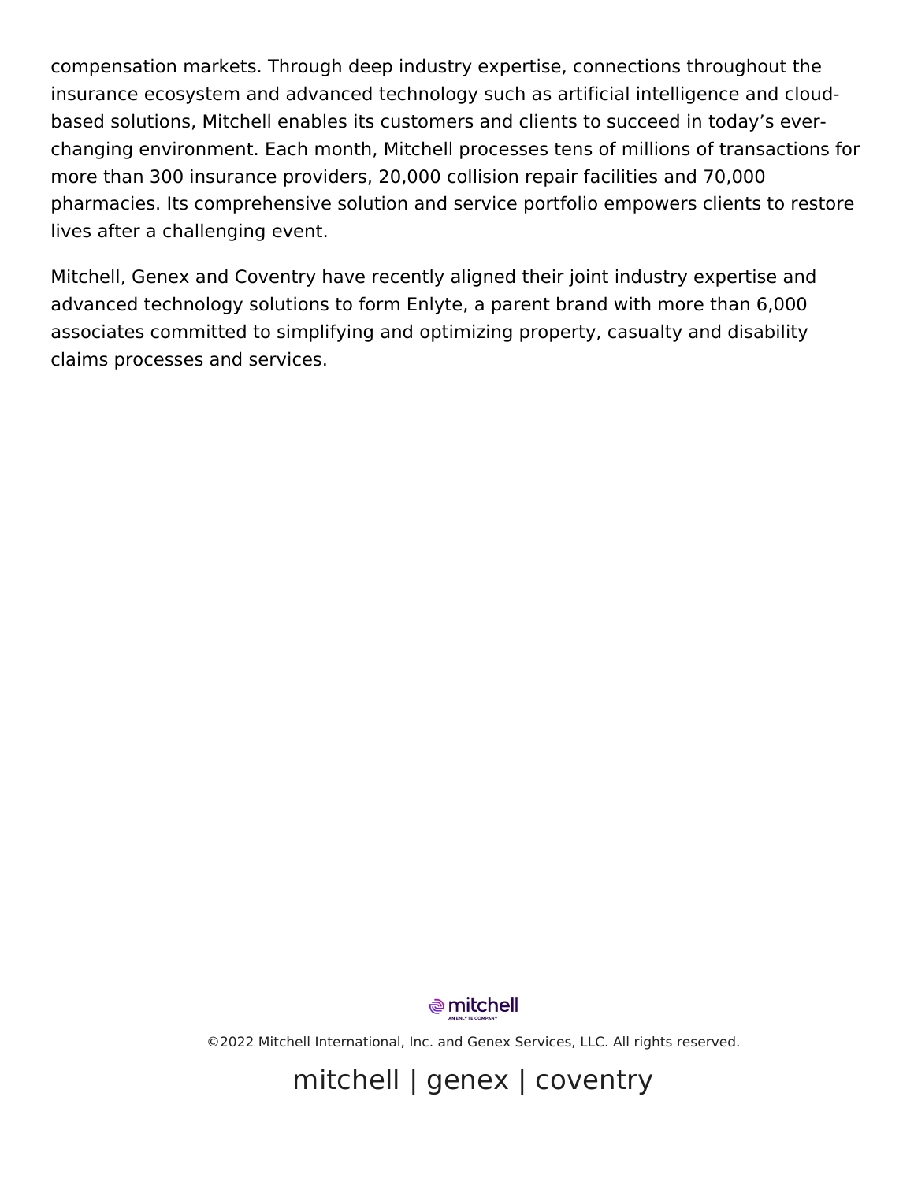compensation markets. Through deep industry expertise, connections throughout the insurance ecosystem and advanced technology such as artificial intelligence and cloud-based solutions, Mitchell enables its customers and clients to succeed in today's ever-changing environment. Each month, Mitchell processes tens of millions of transactions for more than 300 insurance providers, 20,000 collision repair facilities and 70,000 pharmacies. Its comprehensive solution and service portfolio empowers clients to restore lives after a challenging event.

Mitchell, Genex and Coventry have recently aligned their joint industry expertise and advanced technology solutions to form Enlyte, a parent brand with more than 6,000 associates committed to simplifying and optimizing property, casualty and disability claims processes and services.

©2022 Mitchell International, Inc. and Genex Services, LLC. All rights reserved.

mitchell | genex | coventry